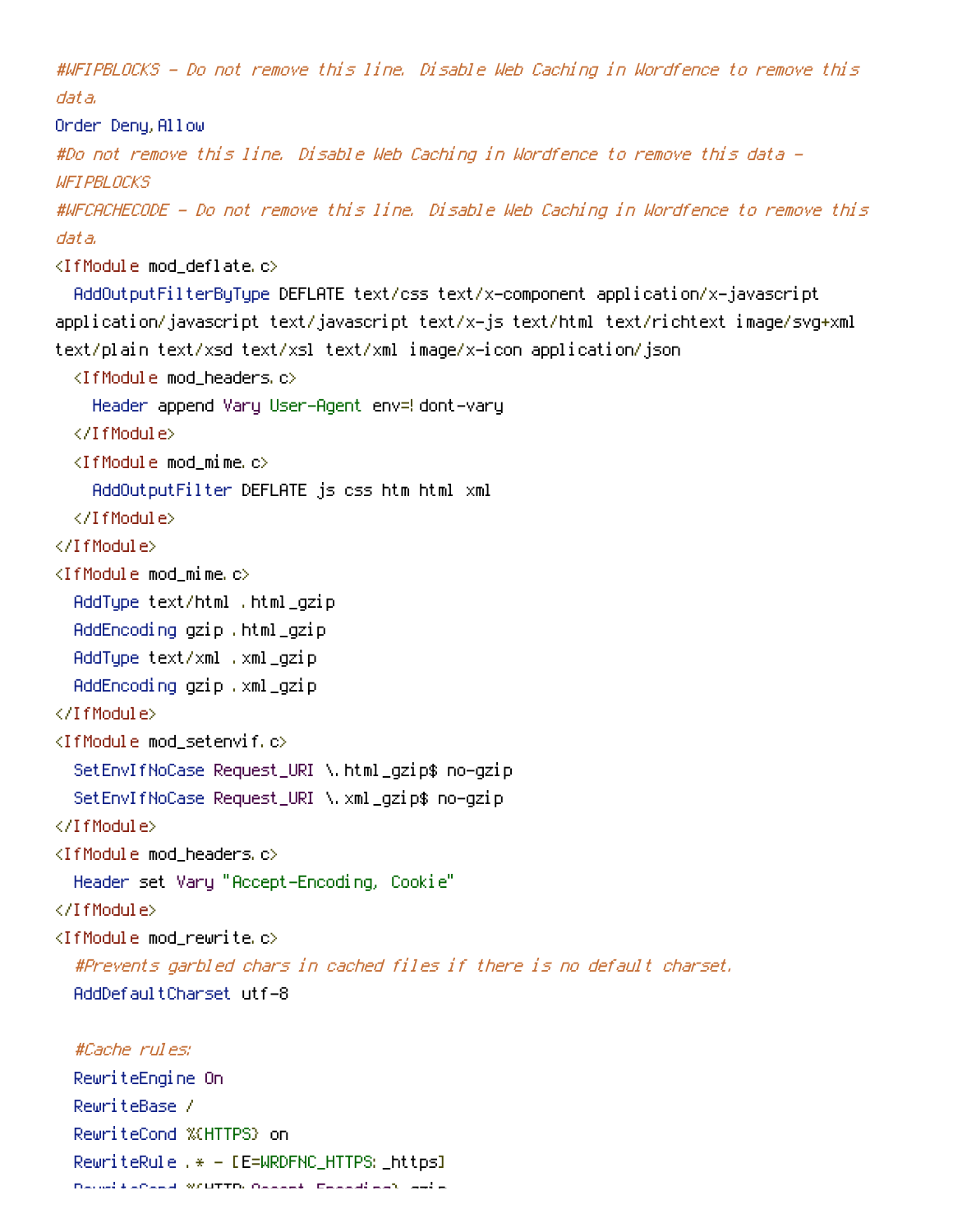```
#WFIPBLOCKS - Do not remove this line. Disable Web Caching in Wordfence to remove this data.
Order Deny,Allow
#Do not remove this line. Disable Web Caching in Wordfence to remove this data - WFIPBLOCKS
#WFCACHECODE - Do not remove this line. Disable Web Caching in Wordfence to remove this data.
<IfModule mod_deflate.c>
  AddOutputFilterByType DEFLATE text/css text/x-component application/x-javascript application/javascript text/javascript text/x-js text/html text/richtext image/svg+xml text/plain text/xsd text/xsl text/xml image/x-icon application/json
  <IfModule mod_headers.c>
    Header append Vary User-Agent env=!dont-vary
  </IfModule>
  <IfModule mod_mime.c>
    AddOutputFilter DEFLATE js css htm html xml
  </IfModule>
</IfModule>
<IfModule mod_mime.c>
  AddType text/html .html_gzip
  AddEncoding gzip .html_gzip
  AddType text/xml .xml_gzip
  AddEncoding gzip .xml_gzip
</IfModule>
<IfModule mod_setenvif.c>
  SetEnvIfNoCase Request_URI \.html_gzip$ no-gzip
  SetEnvIfNoCase Request_URI \.xml_gzip$ no-gzip
</IfModule>
<IfModule mod_headers.c>
  Header set Vary "Accept-Encoding, Cookie"
</IfModule>
<IfModule mod_rewrite.c>
  #Prevents garbled chars in cached files if there is no default charset.
  AddDefaultCharset utf-8

  #Cache rules:
  RewriteEngine On
  RewriteBase /
  RewriteCond %{HTTPS} on
  RewriteRule .* - [E=WRDFNC_HTTPS:_https]
```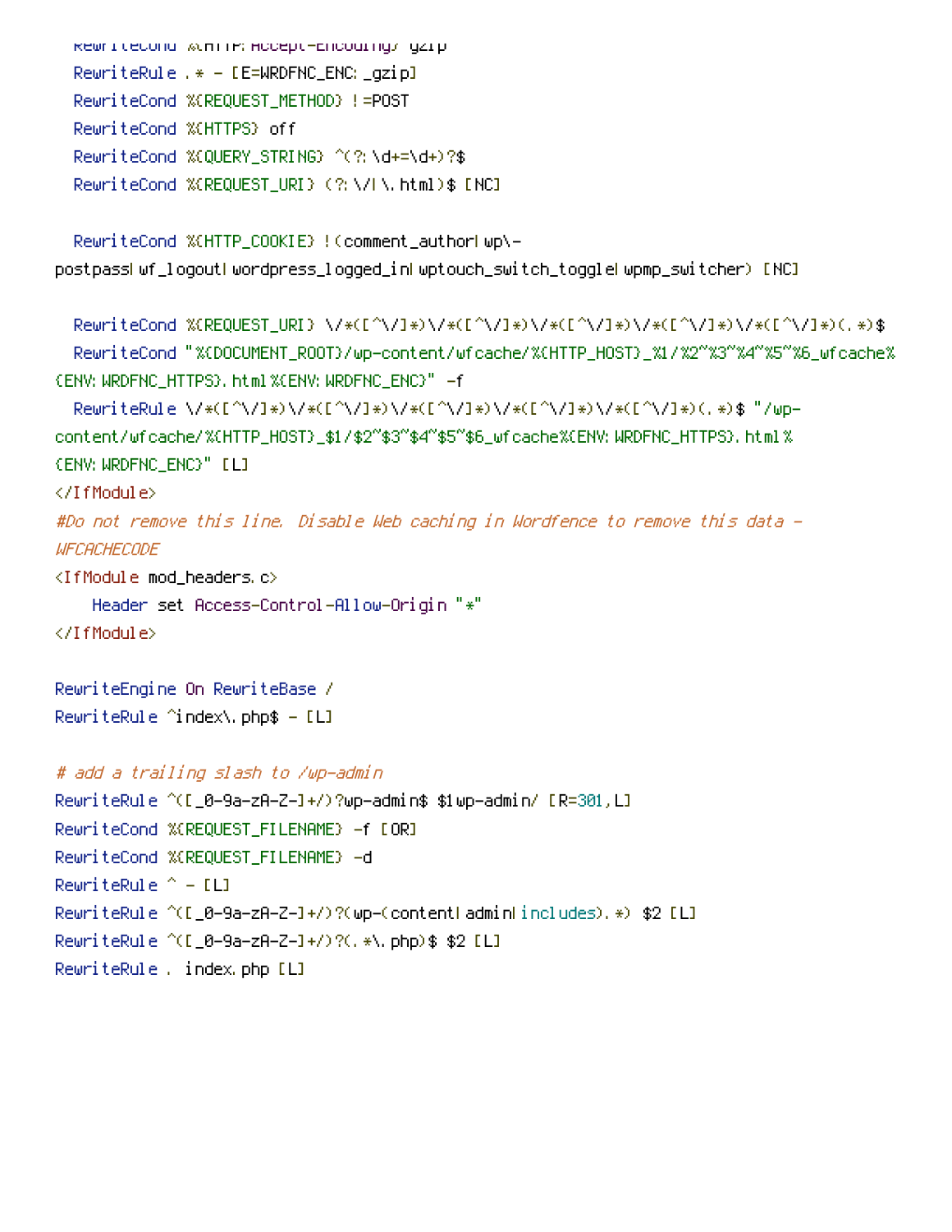```
  RewriteCond %{HTTP:Accept-Encoding} gzip
  RewriteRule .* - [E=WRDFNC_ENC:_gzip]
  RewriteCond %{REQUEST_METHOD} !=POST
  RewriteCond %{HTTPS} off
  RewriteCond %{QUERY_STRING} ^(?:\d+=\d+)?$
  RewriteCond %{REQUEST_URI} (?:\/|\.html)$ [NC]

  RewriteCond %{HTTP_COOKIE} !(comment_author|wp\-
postpass|wf_logout|wordpress_logged_in|wptouch_switch_toggle|wpmp_switcher) [NC]

  RewriteCond %{REQUEST_URI} \/*([^\/]*)\/*([^\/]*)\/*([^\/]*)\/*([^\/]*)\/*([^\/]*)(.*)$
  RewriteCond "%{DOCUMENT_ROOT}/wp-content/wfcache/%{HTTP_HOST}_%1/%2~%3~%4~%5~%6_wfcache%
{ENV:WRDFNC_HTTPS}.html%{ENV:WRDFNC_ENC}" -f
  RewriteRule \/*([^\/]*)\/*([^\/]*)\/*([^\/]*)\/*([^\/]*)\/*([^\/]*)(.*)$ "/wp-
content/wfcache/%{HTTP_HOST}_$1/$2~$3~$4~$5~$6_wfcache%{ENV:WRDFNC_HTTPS}.html%
{ENV:WRDFNC_ENC}" [L]
</IfModule>
#Do not remove this line. Disable Web caching in Wordfence to remove this data -
WFCACHECODE
<IfModule mod_headers.c>
    Header set Access-Control-Allow-Origin "*"
</IfModule>

RewriteEngine On RewriteBase /
RewriteRule ^index\.php$ - [L]

# add a trailing slash to /wp-admin
RewriteRule ^([_0-9a-zA-Z-]+/)?wp-admin$ $1wp-admin/ [R=301,L]
RewriteCond %{REQUEST_FILENAME} -f [OR]
RewriteCond %{REQUEST_FILENAME} -d
RewriteRule ^ - [L]
RewriteRule ^([_0-9a-zA-Z-]+/)?(wp-(content|admin|includes).*) $2 [L]
RewriteRule ^([_0-9a-zA-Z-]+/)?(.*\.php)$ $2 [L]
RewriteRule . index.php [L]
```